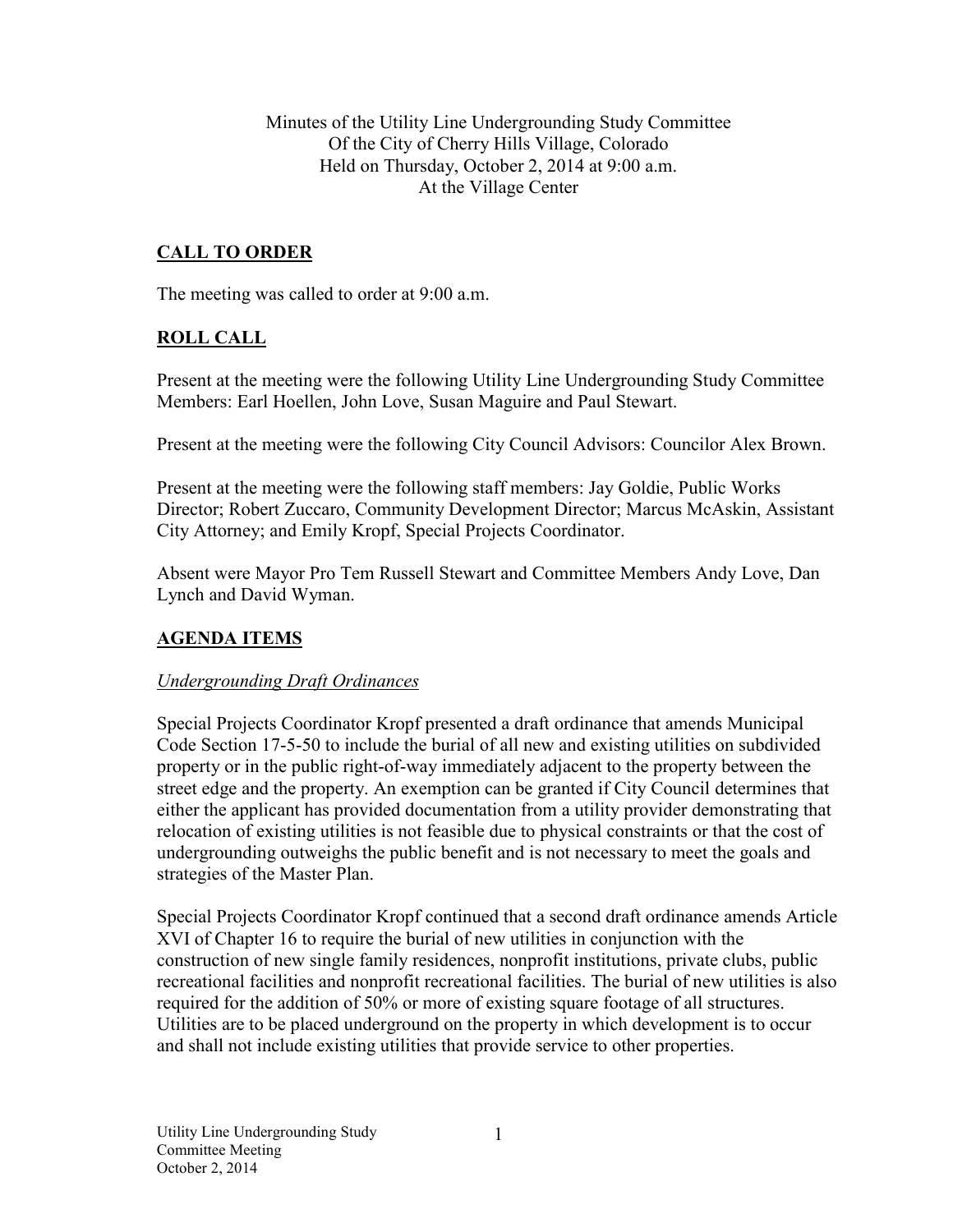Minutes of the Utility Line Undergrounding Study Committee
Of the City of Cherry Hills Village, Colorado
Held on Thursday, October 2, 2014 at 9:00 a.m.
At the Village Center

## CALL TO ORDER

The meeting was called to order at 9:00 a.m.

## ROLL CALL

Present at the meeting were the following Utility Line Undergrounding Study Committee Members: Earl Hoellen, John Love, Susan Maguire and Paul Stewart.

Present at the meeting were the following City Council Advisors: Councilor Alex Brown.

Present at the meeting were the following staff members: Jay Goldie, Public Works Director; Robert Zuccaro, Community Development Director; Marcus McAskin, Assistant City Attorney; and Emily Kropf, Special Projects Coordinator.

Absent were Mayor Pro Tem Russell Stewart and Committee Members Andy Love, Dan Lynch and David Wyman.

## AGENDA ITEMS

### *Undergrounding Draft Ordinances*

Special Projects Coordinator Kropf presented a draft ordinance that amends Municipal Code Section 17-5-50 to include the burial of all new and existing utilities on subdivided property or in the public right-of-way immediately adjacent to the property between the street edge and the property. An exemption can be granted if City Council determines that either the applicant has provided documentation from a utility provider demonstrating that relocation of existing utilities is not feasible due to physical constraints or that the cost of undergrounding outweighs the public benefit and is not necessary to meet the goals and strategies of the Master Plan.

Special Projects Coordinator Kropf continued that a second draft ordinance amends Article XVI of Chapter 16 to require the burial of new utilities in conjunction with the construction of new single family residences, nonprofit institutions, private clubs, public recreational facilities and nonprofit recreational facilities. The burial of new utilities is also required for the addition of 50% or more of existing square footage of all structures. Utilities are to be placed underground on the property in which development is to occur and shall not include existing utilities that provide service to other properties.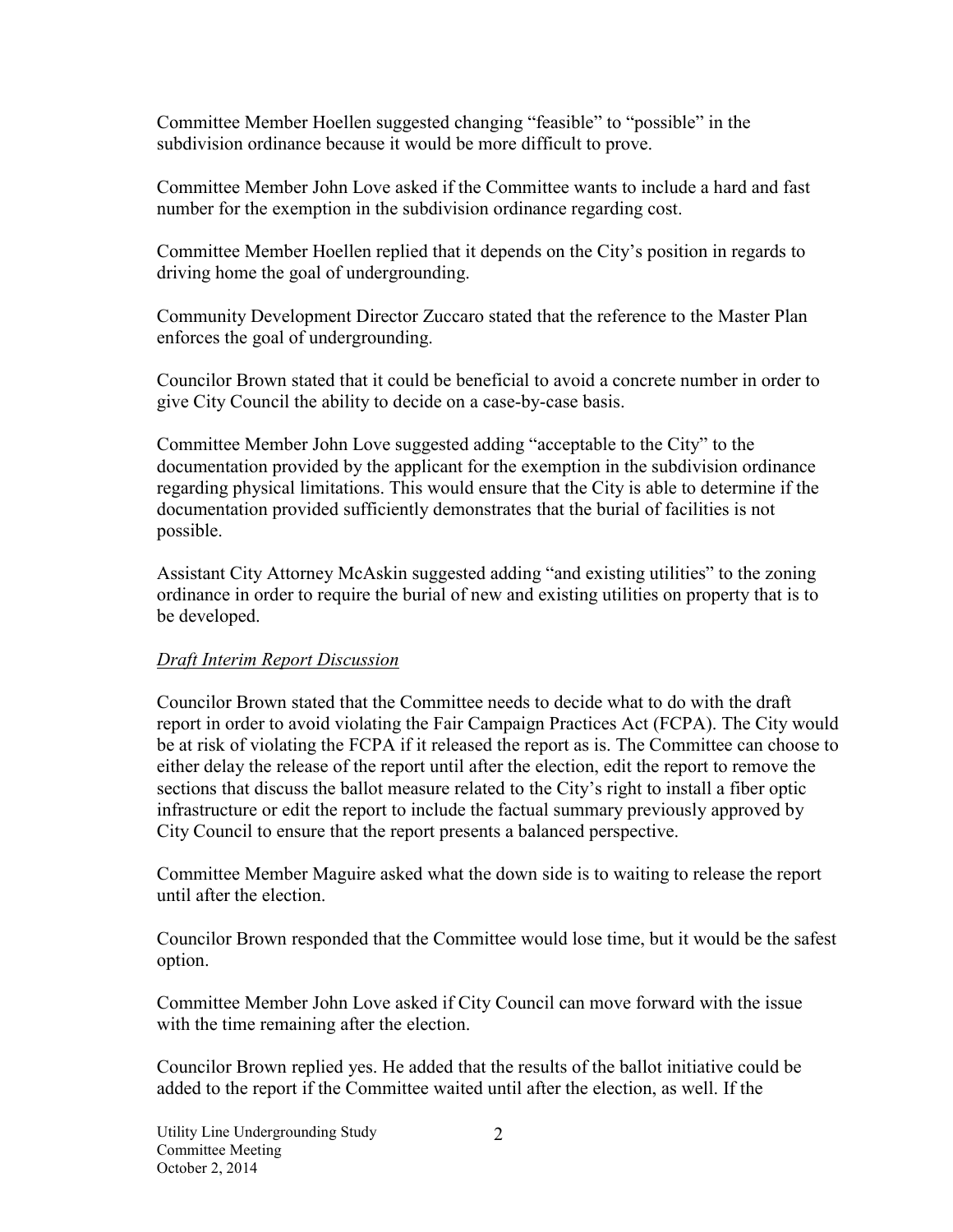Committee Member Hoellen suggested changing "feasible" to "possible" in the subdivision ordinance because it would be more difficult to prove.

Committee Member John Love asked if the Committee wants to include a hard and fast number for the exemption in the subdivision ordinance regarding cost.

Committee Member Hoellen replied that it depends on the City's position in regards to driving home the goal of undergrounding.

Community Development Director Zuccaro stated that the reference to the Master Plan enforces the goal of undergrounding.

Councilor Brown stated that it could be beneficial to avoid a concrete number in order to give City Council the ability to decide on a case-by-case basis.

Committee Member John Love suggested adding "acceptable to the City" to the documentation provided by the applicant for the exemption in the subdivision ordinance regarding physical limitations. This would ensure that the City is able to determine if the documentation provided sufficiently demonstrates that the burial of facilities is not possible.

Assistant City Attorney McAskin suggested adding "and existing utilities" to the zoning ordinance in order to require the burial of new and existing utilities on property that is to be developed.

*Draft Interim Report Discussion*

Councilor Brown stated that the Committee needs to decide what to do with the draft report in order to avoid violating the Fair Campaign Practices Act (FCPA). The City would be at risk of violating the FCPA if it released the report as is. The Committee can choose to either delay the release of the report until after the election, edit the report to remove the sections that discuss the ballot measure related to the City's right to install a fiber optic infrastructure or edit the report to include the factual summary previously approved by City Council to ensure that the report presents a balanced perspective.

Committee Member Maguire asked what the down side is to waiting to release the report until after the election.

Councilor Brown responded that the Committee would lose time, but it would be the safest option.

Committee Member John Love asked if City Council can move forward with the issue with the time remaining after the election.

Councilor Brown replied yes. He added that the results of the ballot initiative could be added to the report if the Committee waited until after the election, as well. If the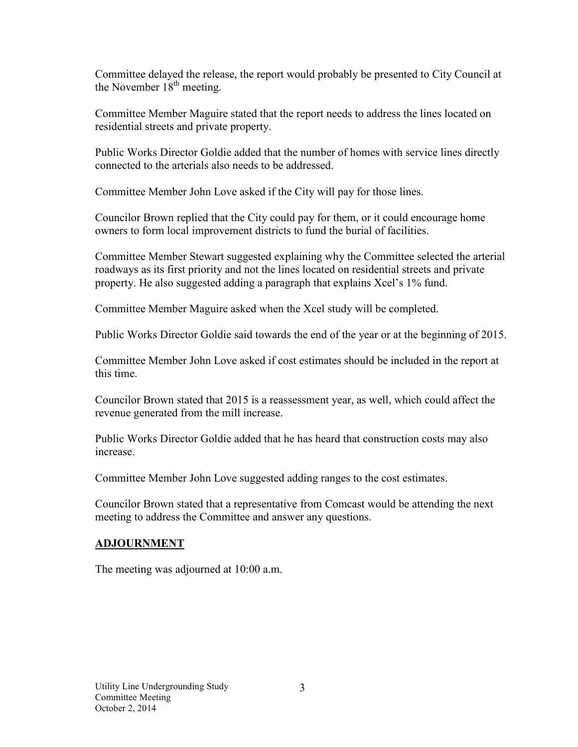Committee delayed the release, the report would probably be presented to City Council at the November 18th meeting.

Committee Member Maguire stated that the report needs to address the lines located on residential streets and private property.

Public Works Director Goldie added that the number of homes with service lines directly connected to the arterials also needs to be addressed.

Committee Member John Love asked if the City will pay for those lines.

Councilor Brown replied that the City could pay for them, or it could encourage home owners to form local improvement districts to fund the burial of facilities.

Committee Member Stewart suggested explaining why the Committee selected the arterial roadways as its first priority and not the lines located on residential streets and private property. He also suggested adding a paragraph that explains Xcel's 1% fund.

Committee Member Maguire asked when the Xcel study will be completed.

Public Works Director Goldie said towards the end of the year or at the beginning of 2015.

Committee Member John Love asked if cost estimates should be included in the report at this time.

Councilor Brown stated that 2015 is a reassessment year, as well, which could affect the revenue generated from the mill increase.

Public Works Director Goldie added that he has heard that construction costs may also increase.

Committee Member John Love suggested adding ranges to the cost estimates.

Councilor Brown stated that a representative from Comcast would be attending the next meeting to address the Committee and answer any questions.

## ADJOURNMENT

The meeting was adjourned at 10:00 a.m.